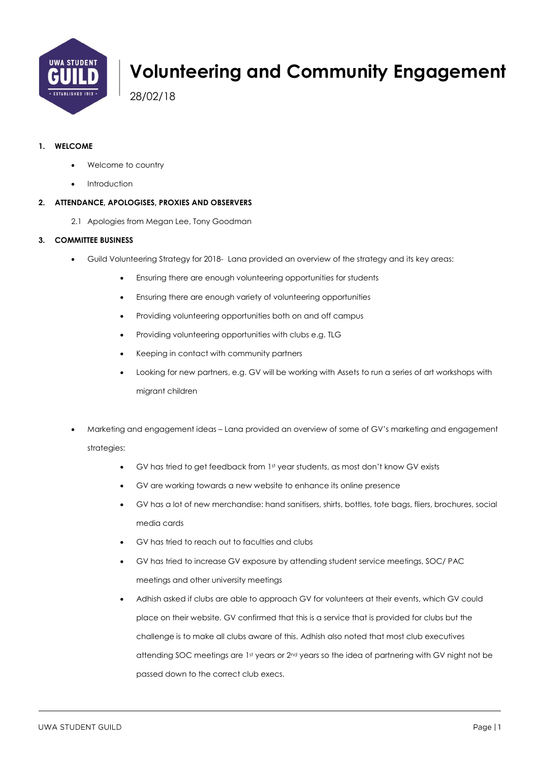# Volunteering and Community Engagement

28/02/18

**1. WELCOME**

- Welcome to country
- Introduction

**2. ATTENDANCE, APOLOGISES, PROXIES AND OBSERVERS**

2.1 Apologies from Megan Lee, Tony Goodman

**3. COMMITTEE BUSINESS**

- Guild Volunteering Strategy for 2018- Lana provided an overview of the strategy and its key areas:
    - Ensuring there are enough volunteering opportunities for students
    - Ensuring there are enough variety of volunteering opportunities
    - Providing volunteering opportunities both on and off campus
    - Providing volunteering opportunities with clubs e.g. TLG
    - Keeping in contact with community partners
    - Looking for new partners, e.g. GV will be working with Assets to run a series of art workshops with migrant children

- Marketing and engagement ideas – Lana provided an overview of some of GV's marketing and engagement strategies:
    - GV has tried to get feedback from 1st year students, as most don't know GV exists
    - GV are working towards a new website to enhance its online presence
    - GV has a lot of new merchandise: hand sanitisers, shirts, bottles, tote bags, fliers, brochures, social media cards
    - GV has tried to reach out to faculties and clubs
    - GV has tried to increase GV exposure by attending student service meetings, SOC/ PAC meetings and other university meetings
    - Adhish asked if clubs are able to approach GV for volunteers at their events, which GV could place on their website. GV confirmed that this is a service that is provided for clubs but the challenge is to make all clubs aware of this. Adhish also noted that most club executives attending SOC meetings are 1st years or 2nd years so the idea of partnering with GV night not be passed down to the correct club execs.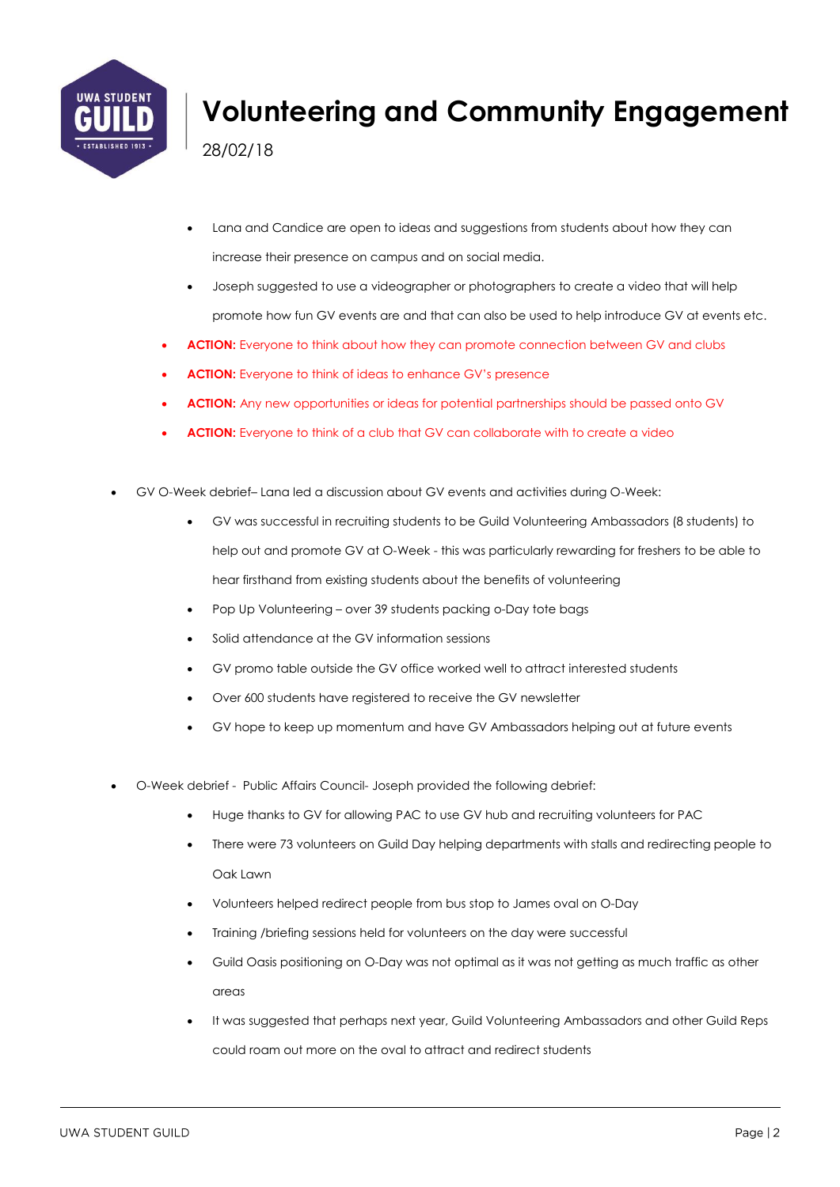- Lana and Candice are open to ideas and suggestions from students about how they can increase their presence on campus and on social media.
- Joseph suggested to use a videographer or photographers to create a video that will help promote how fun GV events are and that can also be used to help introduce GV at events etc.
- **ACTION:** Everyone to think about how they can promote connection between GV and clubs
- **ACTION:** Everyone to think of ideas to enhance GV's presence
- **ACTION:** Any new opportunities or ideas for potential partnerships should be passed onto GV
- **ACTION:** Everyone to think of a club that GV can collaborate with to create a video

- GV O-Week debrief– Lana led a discussion about GV events and activities during O-Week:
    - GV was successful in recruiting students to be Guild Volunteering Ambassadors (8 students) to help out and promote GV at O-Week - this was particularly rewarding for freshers to be able to hear firsthand from existing students about the benefits of volunteering
    - Pop Up Volunteering – over 39 students packing o-Day tote bags
    - Solid attendance at the GV information sessions
    - GV promo table outside the GV office worked well to attract interested students
    - Over 600 students have registered to receive the GV newsletter
    - GV hope to keep up momentum and have GV Ambassadors helping out at future events

- O-Week debrief - Public Affairs Council- Joseph provided the following debrief:
    - Huge thanks to GV for allowing PAC to use GV hub and recruiting volunteers for PAC
    - There were 73 volunteers on Guild Day helping departments with stalls and redirecting people to Oak Lawn
    - Volunteers helped redirect people from bus stop to James oval on O-Day
    - Training /briefing sessions held for volunteers on the day were successful
    - Guild Oasis positioning on O-Day was not optimal as it was not getting as much traffic as other areas
    - It was suggested that perhaps next year, Guild Volunteering Ambassadors and other Guild Reps could roam out more on the oval to attract and redirect students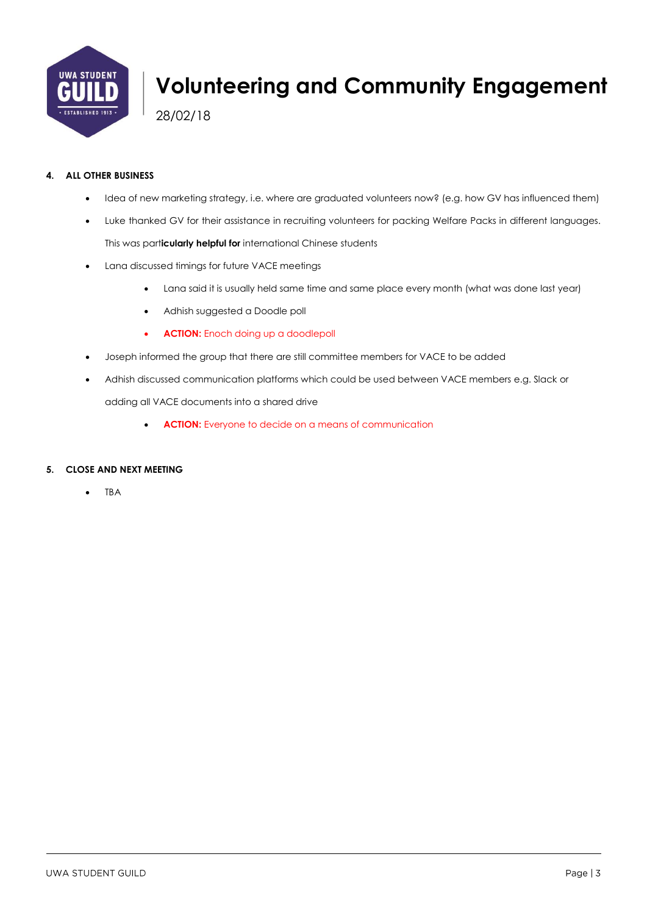# Volunteering and Community Engagement

28/02/18

**4. ALL OTHER BUSINESS**

- Idea of new marketing strategy, i.e. where are graduated volunteers now? (e.g. how GV has influenced them)
- Luke thanked GV for their assistance in recruiting volunteers for packing Welfare Packs in different languages. This was part**icularly helpful for** international Chinese students
- Lana discussed timings for future VACE meetings
    - Lana said it is usually held same time and same place every month (what was done last year)
    - Adhish suggested a Doodle poll
    - **ACTION:** Enoch doing up a doodlepoll
- Joseph informed the group that there are still committee members for VACE to be added
- Adhish discussed communication platforms which could be used between VACE members e.g. Slack or adding all VACE documents into a shared drive
    - **ACTION:** Everyone to decide on a means of communication

**5. CLOSE AND NEXT MEETING**

- TBA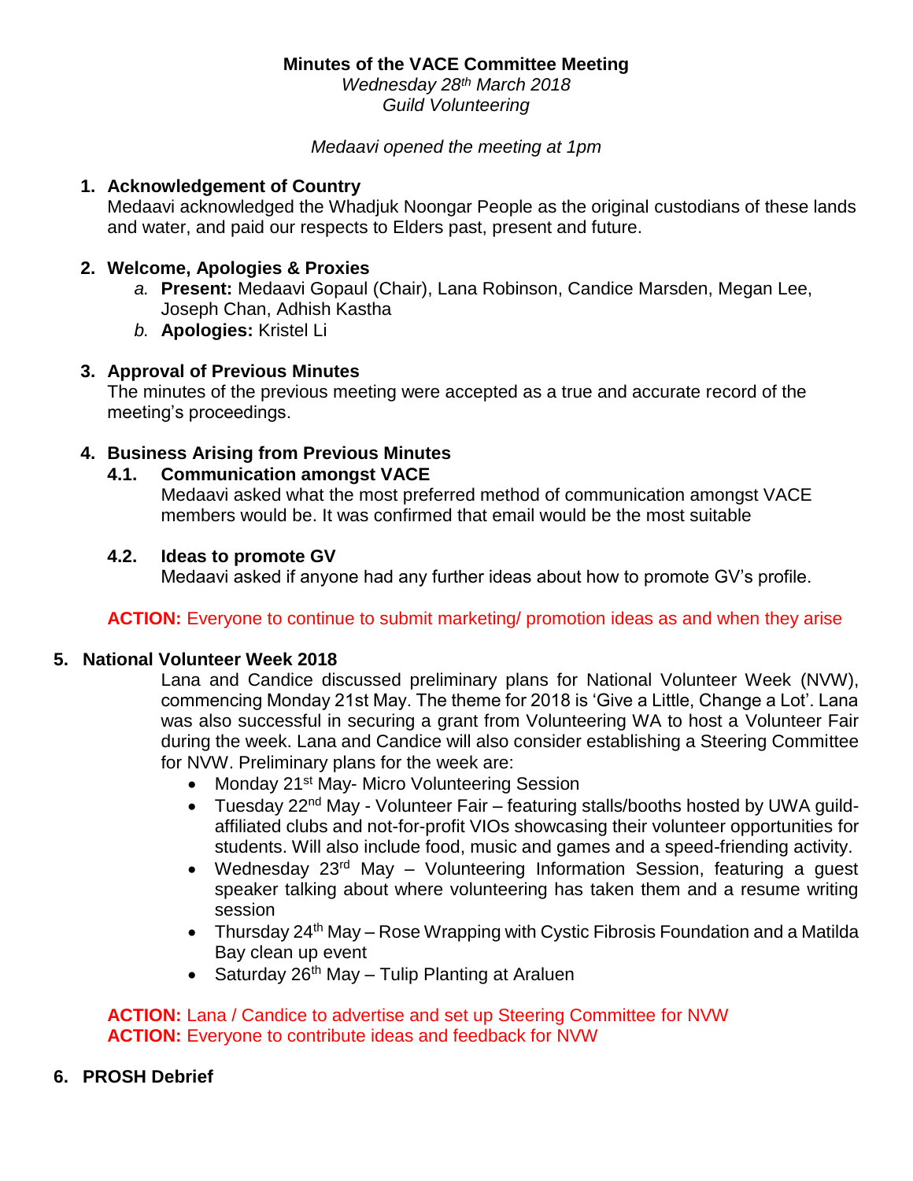**Minutes of the VACE Committee Meeting**
*Wednesday 28th March 2018*
*Guild Volunteering*

*Medaavi opened the meeting at 1pm*

1. **Acknowledgement of Country**
   Medaavi acknowledged the Whadjuk Noongar People as the original custodians of these lands and water, and paid our respects to Elders past, present and future.

2. **Welcome, Apologies & Proxies**
   a. **Present:** Medaavi Gopaul (Chair), Lana Robinson, Candice Marsden, Megan Lee, Joseph Chan, Adhish Kastha
   b. **Apologies:** Kristel Li

3. **Approval of Previous Minutes**
   The minutes of the previous meeting were accepted as a true and accurate record of the meeting's proceedings.

4. **Business Arising from Previous Minutes**
   **4.1. Communication amongst VACE**
   Medaavi asked what the most preferred method of communication amongst VACE members would be. It was confirmed that email would be the most suitable

   **4.2. Ideas to promote GV**
   Medaavi asked if anyone had any further ideas about how to promote GV's profile.

   **ACTION:** Everyone to continue to submit marketing/ promotion ideas as and when they arise

5. **National Volunteer Week 2018**
   Lana and Candice discussed preliminary plans for National Volunteer Week (NVW), commencing Monday 21st May. The theme for 2018 is 'Give a Little, Change a Lot'. Lana was also successful in securing a grant from Volunteering WA to host a Volunteer Fair during the week. Lana and Candice will also consider establishing a Steering Committee for NVW. Preliminary plans for the week are:
   - Monday 21st May- Micro Volunteering Session
   - Tuesday 22nd May - Volunteer Fair – featuring stalls/booths hosted by UWA guild-affiliated clubs and not-for-profit VIOs showcasing their volunteer opportunities for students. Will also include food, music and games and a speed-friending activity.
   - Wednesday 23rd May – Volunteering Information Session, featuring a guest speaker talking about where volunteering has taken them and a resume writing session
   - Thursday 24th May – Rose Wrapping with Cystic Fibrosis Foundation and a Matilda Bay clean up event
   - Saturday 26th May – Tulip Planting at Araluen

   **ACTION:** Lana / Candice to advertise and set up Steering Committee for NVW
   **ACTION:** Everyone to contribute ideas and feedback for NVW

6. **PROSH Debrief**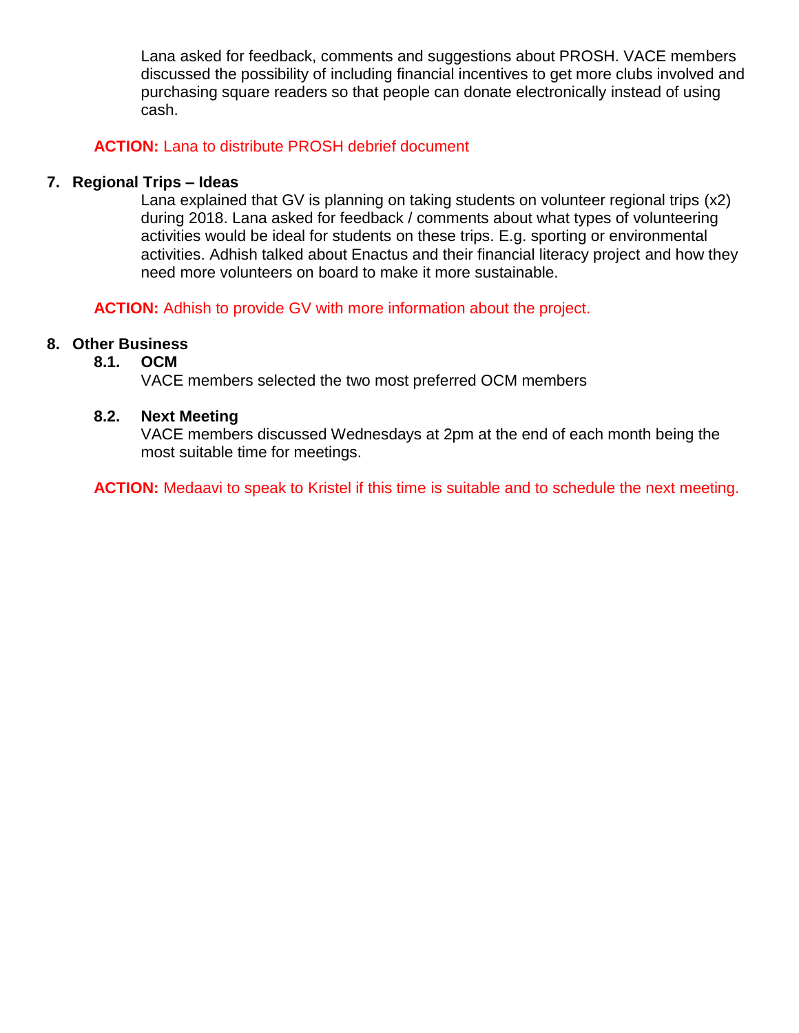Lana asked for feedback, comments and suggestions about PROSH. VACE members discussed the possibility of including financial incentives to get more clubs involved and purchasing square readers so that people can donate electronically instead of using cash.

**ACTION:** Lana to distribute PROSH debrief document

## 7. Regional Trips – Ideas

Lana explained that GV is planning on taking students on volunteer regional trips (x2) during 2018. Lana asked for feedback / comments about what types of volunteering activities would be ideal for students on these trips. E.g. sporting or environmental activities. Adhish talked about Enactus and their financial literacy project and how they need more volunteers on board to make it more sustainable.

**ACTION:** Adhish to provide GV with more information about the project.

## 8. Other Business

### 8.1. OCM

VACE members selected the two most preferred OCM members

### 8.2. Next Meeting

VACE members discussed Wednesdays at 2pm at the end of each month being the most suitable time for meetings.

**ACTION:** Medaavi to speak to Kristel if this time is suitable and to schedule the next meeting.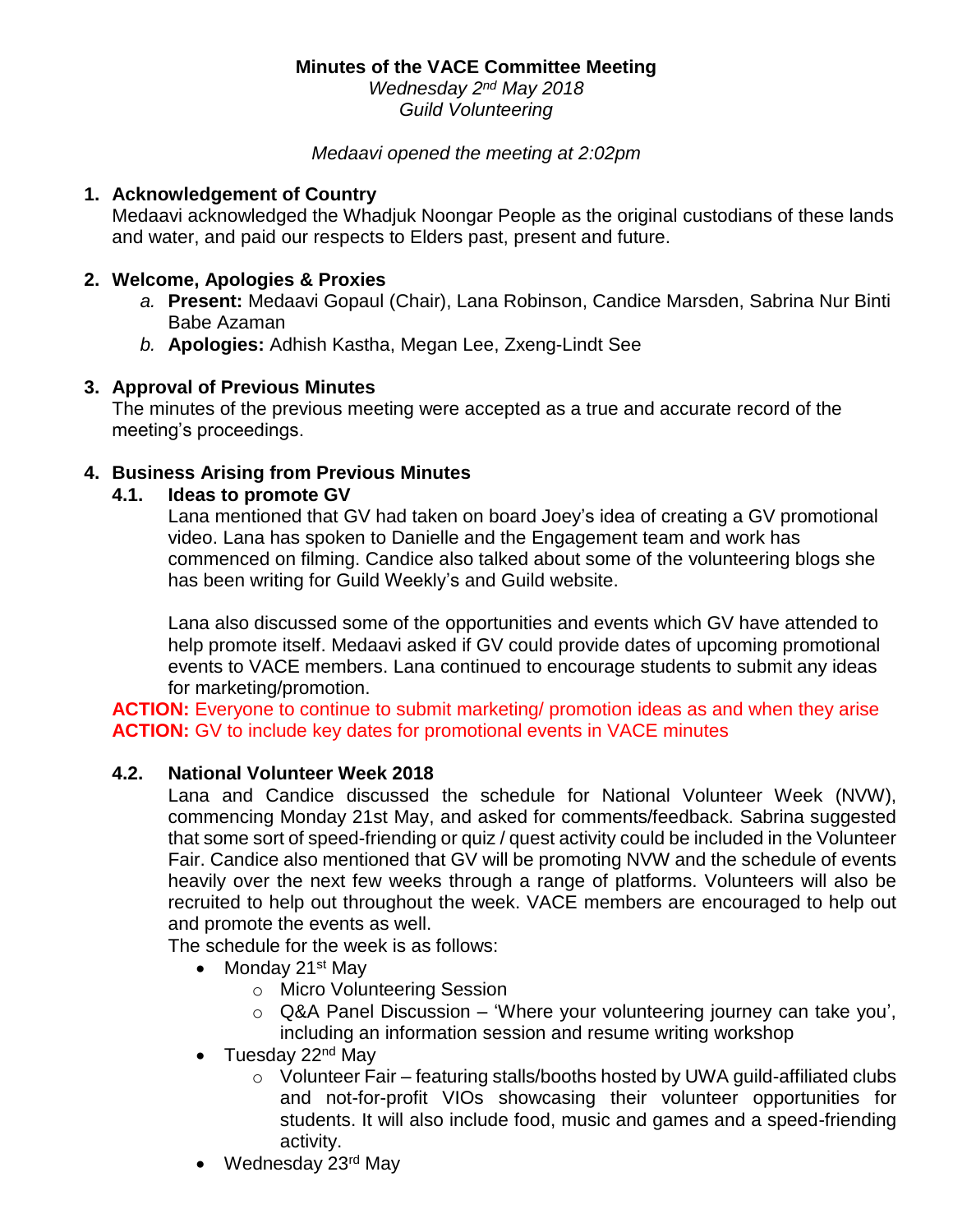**Minutes of the VACE Committee Meeting**

*Wednesday 2nd May 2018*

*Guild Volunteering*

*Medaavi opened the meeting at 2:02pm*

## 1. Acknowledgement of Country

Medaavi acknowledged the Whadjuk Noongar People as the original custodians of these lands and water, and paid our respects to Elders past, present and future.

## 2. Welcome, Apologies & Proxies

a. **Present:** Medaavi Gopaul (Chair), Lana Robinson, Candice Marsden, Sabrina Nur Binti Babe Azaman

b. **Apologies:** Adhish Kastha, Megan Lee, Zxeng-Lindt See

## 3. Approval of Previous Minutes

The minutes of the previous meeting were accepted as a true and accurate record of the meeting's proceedings.

## 4. Business Arising from Previous Minutes

### 4.1. Ideas to promote GV

Lana mentioned that GV had taken on board Joey's idea of creating a GV promotional video. Lana has spoken to Danielle and the Engagement team and work has commenced on filming. Candice also talked about some of the volunteering blogs she has been writing for Guild Weekly's and Guild website.

Lana also discussed some of the opportunities and events which GV have attended to help promote itself. Medaavi asked if GV could provide dates of upcoming promotional events to VACE members. Lana continued to encourage students to submit any ideas for marketing/promotion.

**ACTION:** Everyone to continue to submit marketing/ promotion ideas as and when they arise

**ACTION:** GV to include key dates for promotional events in VACE minutes

### 4.2. National Volunteer Week 2018

Lana and Candice discussed the schedule for National Volunteer Week (NVW), commencing Monday 21st May, and asked for comments/feedback. Sabrina suggested that some sort of speed-friending or quiz / quest activity could be included in the Volunteer Fair. Candice also mentioned that GV will be promoting NVW and the schedule of events heavily over the next few weeks through a range of platforms. Volunteers will also be recruited to help out throughout the week. VACE members are encouraged to help out and promote the events as well.

The schedule for the week is as follows:

- Monday 21st May
  - Micro Volunteering Session
  - Q&A Panel Discussion – 'Where your volunteering journey can take you', including an information session and resume writing workshop
- Tuesday 22nd May
  - Volunteer Fair – featuring stalls/booths hosted by UWA guild-affiliated clubs and not-for-profit VIOs showcasing their volunteer opportunities for students. It will also include food, music and games and a speed-friending activity.
- Wednesday 23rd May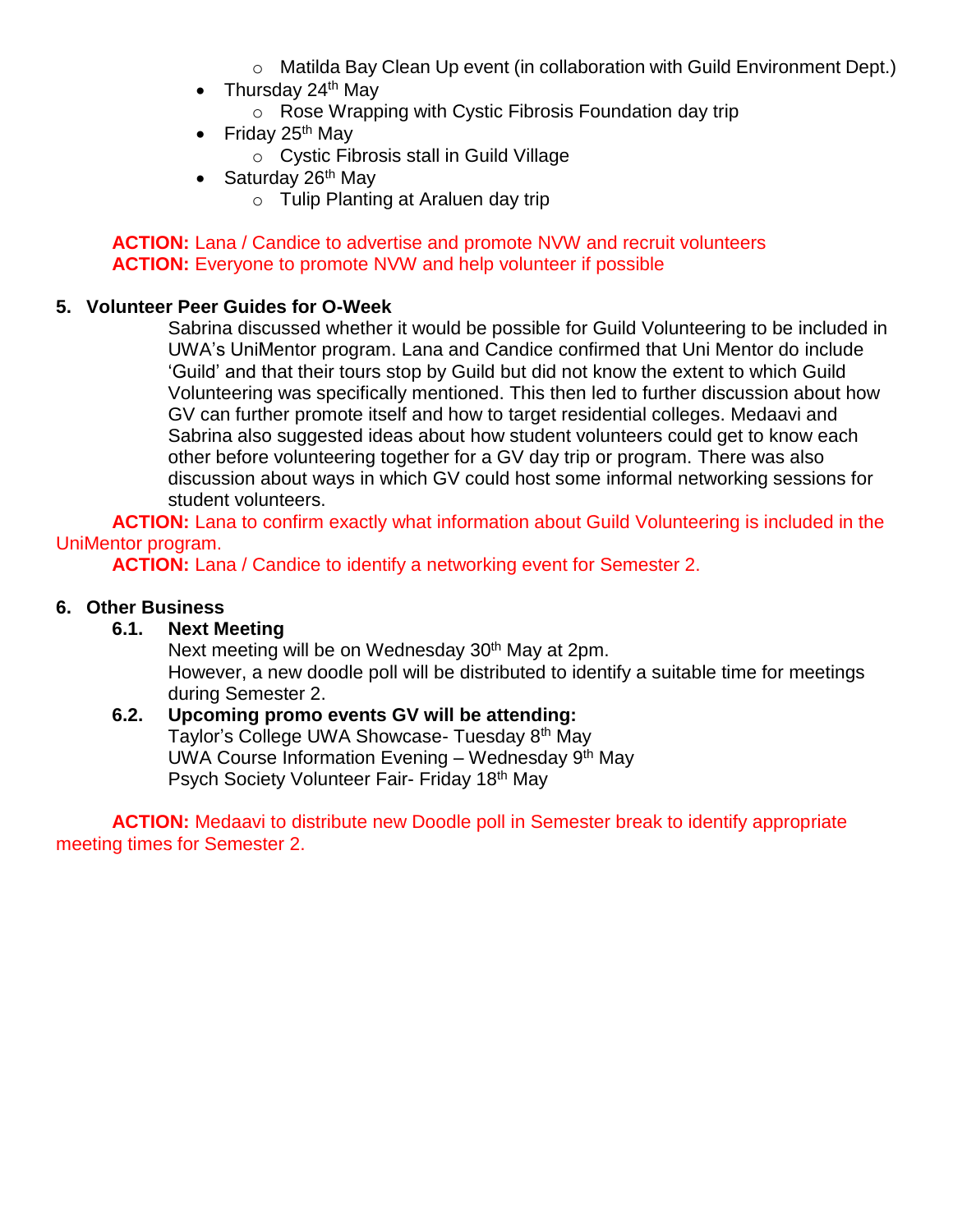- Matilda Bay Clean Up event (in collaboration with Guild Environment Dept.)
- Thursday 24th May
  - Rose Wrapping with Cystic Fibrosis Foundation day trip
- Friday 25th May
  - Cystic Fibrosis stall in Guild Village
- Saturday 26th May
  - Tulip Planting at Araluen day trip

**ACTION:** Lana / Candice to advertise and promote NVW and recruit volunteers
**ACTION:** Everyone to promote NVW and help volunteer if possible

**5. Volunteer Peer Guides for O-Week**

Sabrina discussed whether it would be possible for Guild Volunteering to be included in UWA's UniMentor program. Lana and Candice confirmed that Uni Mentor do include 'Guild' and that their tours stop by Guild but did not know the extent to which Guild Volunteering was specifically mentioned. This then led to further discussion about how GV can further promote itself and how to target residential colleges. Medaavi and Sabrina also suggested ideas about how student volunteers could get to know each other before volunteering together for a GV day trip or program. There was also discussion about ways in which GV could host some informal networking sessions for student volunteers.

**ACTION:** Lana to confirm exactly what information about Guild Volunteering is included in the UniMentor program.
**ACTION:** Lana / Candice to identify a networking event for Semester 2.

**6. Other Business**

**6.1. Next Meeting**

Next meeting will be on Wednesday 30th May at 2pm.
However, a new doodle poll will be distributed to identify a suitable time for meetings during Semester 2.

**6.2. Upcoming promo events GV will be attending:**

Taylor's College UWA Showcase- Tuesday 8th May
UWA Course Information Evening – Wednesday 9th May
Psych Society Volunteer Fair- Friday 18th May

**ACTION:** Medaavi to distribute new Doodle poll in Semester break to identify appropriate meeting times for Semester 2.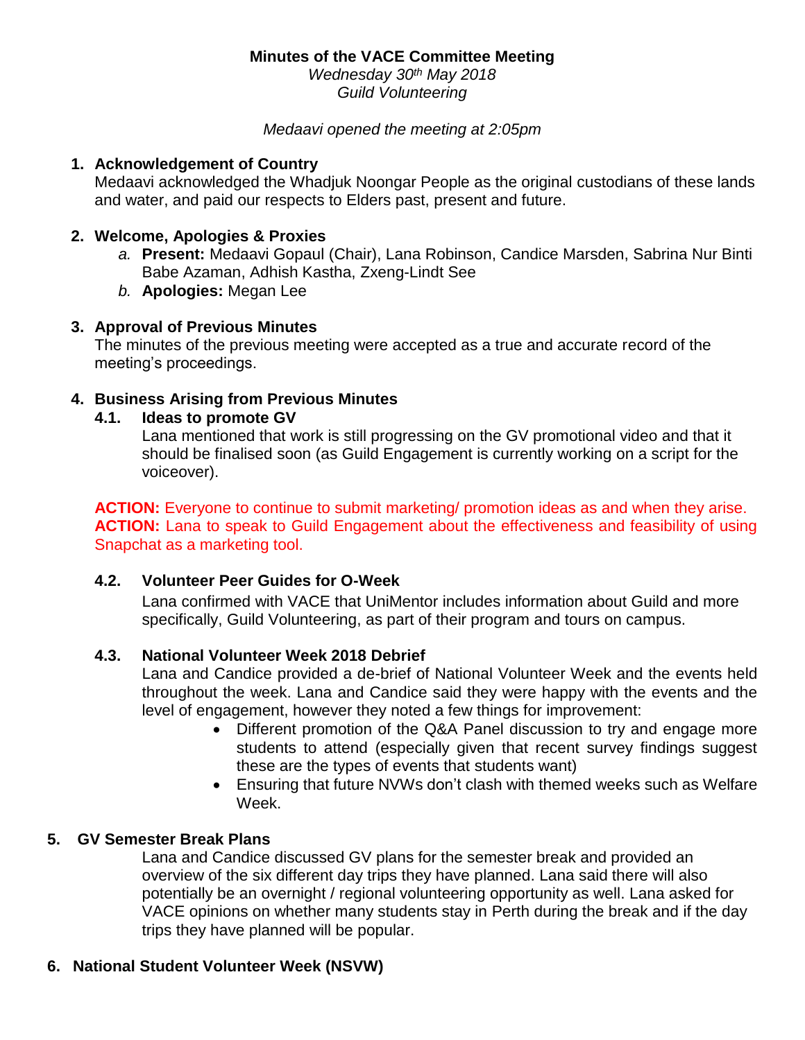**Minutes of the VACE Committee Meeting**

*Wednesday 30th May 2018*
*Guild Volunteering*

*Medaavi opened the meeting at 2:05pm*

1. **Acknowledgement of Country**
   Medaavi acknowledged the Whadjuk Noongar People as the original custodians of these lands and water, and paid our respects to Elders past, present and future.

2. **Welcome, Apologies & Proxies**
   a. **Present:** Medaavi Gopaul (Chair), Lana Robinson, Candice Marsden, Sabrina Nur Binti Babe Azaman, Adhish Kastha, Zxeng-Lindt See
   b. **Apologies:** Megan Lee

3. **Approval of Previous Minutes**
   The minutes of the previous meeting were accepted as a true and accurate record of the meeting's proceedings.

4. **Business Arising from Previous Minutes**

   **4.1. Ideas to promote GV**
   Lana mentioned that work is still progressing on the GV promotional video and that it should be finalised soon (as Guild Engagement is currently working on a script for the voiceover).

   **ACTION:** Everyone to continue to submit marketing/ promotion ideas as and when they arise.
   **ACTION:** Lana to speak to Guild Engagement about the effectiveness and feasibility of using Snapchat as a marketing tool.

   **4.2. Volunteer Peer Guides for O-Week**
   Lana confirmed with VACE that UniMentor includes information about Guild and more specifically, Guild Volunteering, as part of their program and tours on campus.

   **4.3. National Volunteer Week 2018 Debrief**
   Lana and Candice provided a de-brief of National Volunteer Week and the events held throughout the week. Lana and Candice said they were happy with the events and the level of engagement, however they noted a few things for improvement:

   - Different promotion of the Q&A Panel discussion to try and engage more students to attend (especially given that recent survey findings suggest these are the types of events that students want)
   - Ensuring that future NVWs don't clash with themed weeks such as Welfare Week.

5. **GV Semester Break Plans**
   Lana and Candice discussed GV plans for the semester break and provided an overview of the six different day trips they have planned. Lana said there will also potentially be an overnight / regional volunteering opportunity as well. Lana asked for VACE opinions on whether many students stay in Perth during the break and if the day trips they have planned will be popular.

6. **National Student Volunteer Week (NSVW)**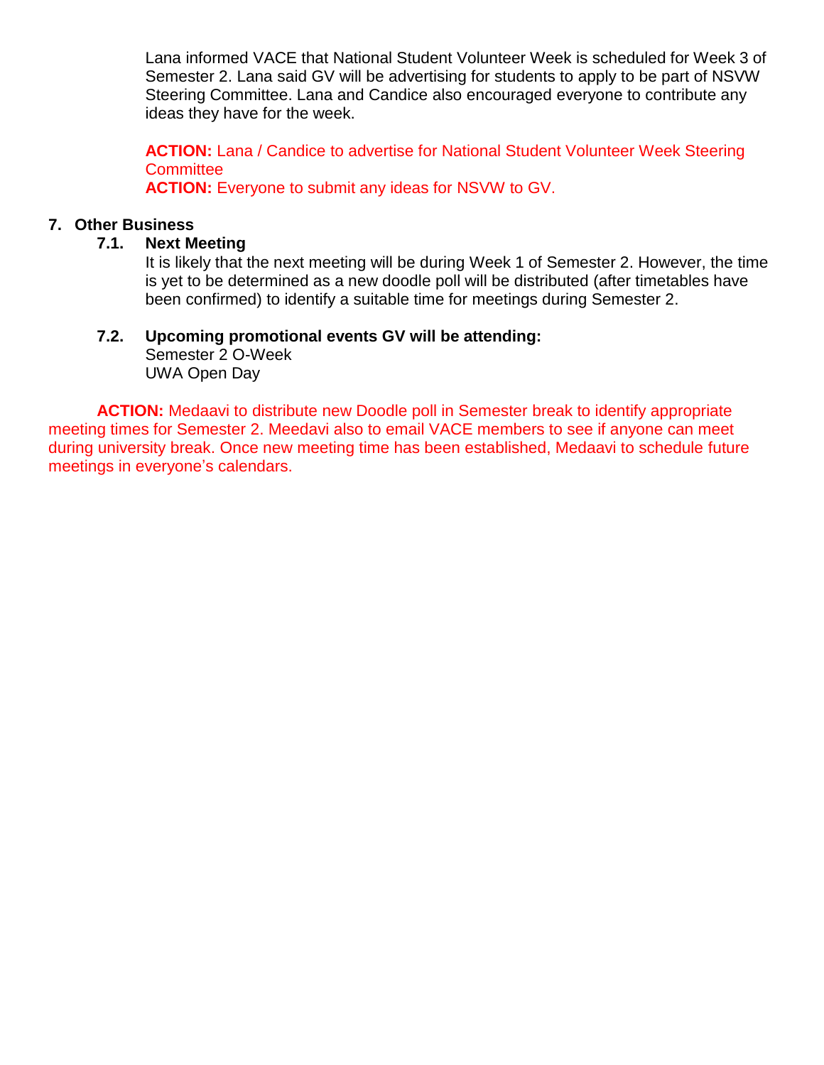Lana informed VACE that National Student Volunteer Week is scheduled for Week 3 of Semester 2. Lana said GV will be advertising for students to apply to be part of NSVW Steering Committee. Lana and Candice also encouraged everyone to contribute any ideas they have for the week.

**ACTION:** Lana / Candice to advertise for National Student Volunteer Week Steering Committee
**ACTION:** Everyone to submit any ideas for NSVW to GV.

## 7. Other Business

### 7.1. Next Meeting

It is likely that the next meeting will be during Week 1 of Semester 2. However, the time is yet to be determined as a new doodle poll will be distributed (after timetables have been confirmed) to identify a suitable time for meetings during Semester 2.

### 7.2. Upcoming promotional events GV will be attending:

Semester 2 O-Week
UWA Open Day

**ACTION:** Medaavi to distribute new Doodle poll in Semester break to identify appropriate meeting times for Semester 2. Meedavi also to email VACE members to see if anyone can meet during university break. Once new meeting time has been established, Medaavi to schedule future meetings in everyone's calendars.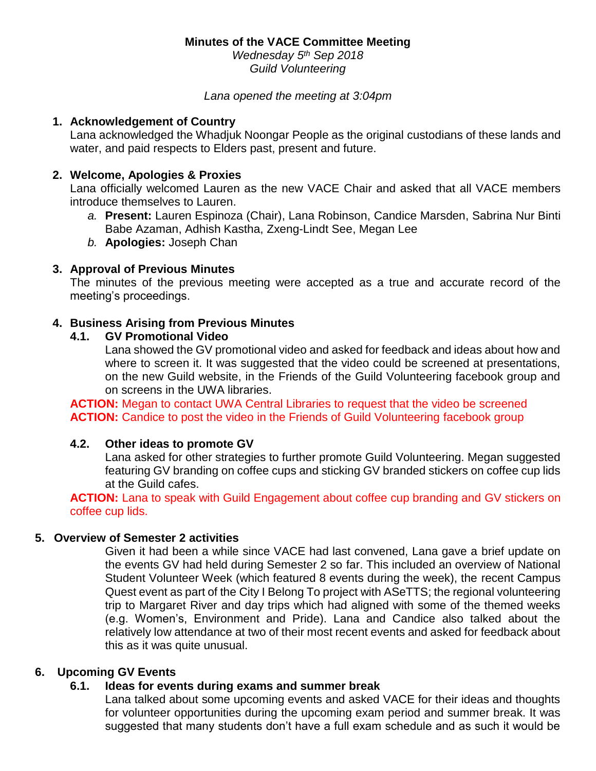**Minutes of the VACE Committee Meeting**

*Wednesday 5th Sep 2018*

*Guild Volunteering*

*Lana opened the meeting at 3:04pm*

1. **Acknowledgement of Country**

   Lana acknowledged the Whadjuk Noongar People as the original custodians of these lands and water, and paid respects to Elders past, present and future.

2. **Welcome, Apologies & Proxies**

   Lana officially welcomed Lauren as the new VACE Chair and asked that all VACE members introduce themselves to Lauren.

   a. **Present:** Lauren Espinoza (Chair), Lana Robinson, Candice Marsden, Sabrina Nur Binti Babe Azaman, Adhish Kastha, Zxeng-Lindt See, Megan Lee
   b. **Apologies:** Joseph Chan

3. **Approval of Previous Minutes**

   The minutes of the previous meeting were accepted as a true and accurate record of the meeting's proceedings.

4. **Business Arising from Previous Minutes**

   **4.1. GV Promotional Video**

   Lana showed the GV promotional video and asked for feedback and ideas about how and where to screen it. It was suggested that the video could be screened at presentations, on the new Guild website, in the Friends of the Guild Volunteering facebook group and on screens in the UWA libraries.

   **ACTION:** Megan to contact UWA Central Libraries to request that the video be screened
   **ACTION:** Candice to post the video in the Friends of Guild Volunteering facebook group

   **4.2. Other ideas to promote GV**

   Lana asked for other strategies to further promote Guild Volunteering. Megan suggested featuring GV branding on coffee cups and sticking GV branded stickers on coffee cup lids at the Guild cafes.

   **ACTION:** Lana to speak with Guild Engagement about coffee cup branding and GV stickers on coffee cup lids.

5. **Overview of Semester 2 activities**

   Given it had been a while since VACE had last convened, Lana gave a brief update on the events GV had held during Semester 2 so far. This included an overview of National Student Volunteer Week (which featured 8 events during the week), the recent Campus Quest event as part of the City I Belong To project with ASeTTS; the regional volunteering trip to Margaret River and day trips which had aligned with some of the themed weeks (e.g. Women's, Environment and Pride). Lana and Candice also talked about the relatively low attendance at two of their most recent events and asked for feedback about this as it was quite unusual.

6. **Upcoming GV Events**

   **6.1. Ideas for events during exams and summer break**

   Lana talked about some upcoming events and asked VACE for their ideas and thoughts for volunteer opportunities during the upcoming exam period and summer break. It was suggested that many students don't have a full exam schedule and as such it would be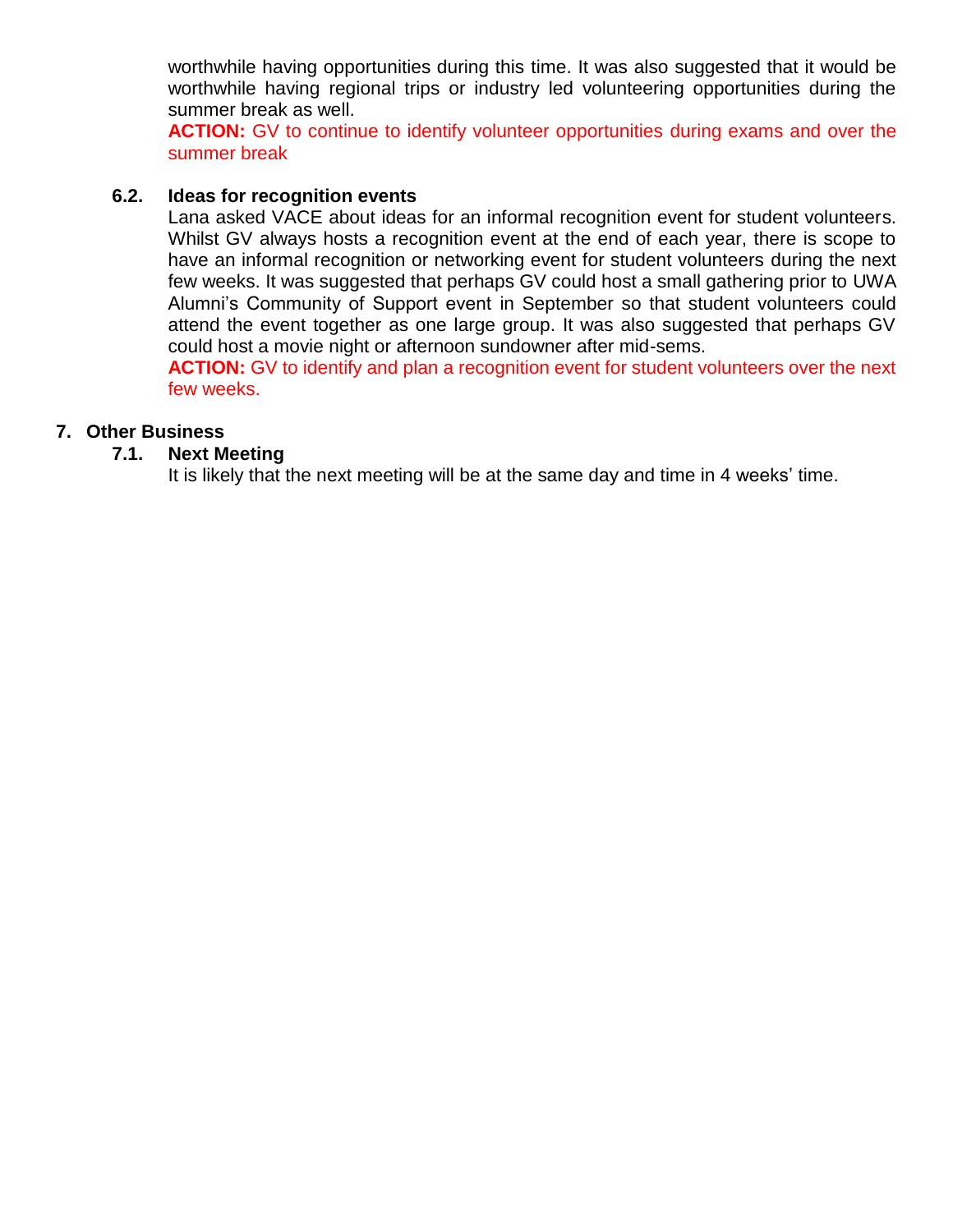worthwhile having opportunities during this time. It was also suggested that it would be worthwhile having regional trips or industry led volunteering opportunities during the summer break as well.

**ACTION:** GV to continue to identify volunteer opportunities during exams and over the summer break

### 6.2. Ideas for recognition events

Lana asked VACE about ideas for an informal recognition event for student volunteers. Whilst GV always hosts a recognition event at the end of each year, there is scope to have an informal recognition or networking event for student volunteers during the next few weeks. It was suggested that perhaps GV could host a small gathering prior to UWA Alumni's Community of Support event in September so that student volunteers could attend the event together as one large group. It was also suggested that perhaps GV could host a movie night or afternoon sundowner after mid-sems.

**ACTION:** GV to identify and plan a recognition event for student volunteers over the next few weeks.

## 7. Other Business

### 7.1. Next Meeting

It is likely that the next meeting will be at the same day and time in 4 weeks' time.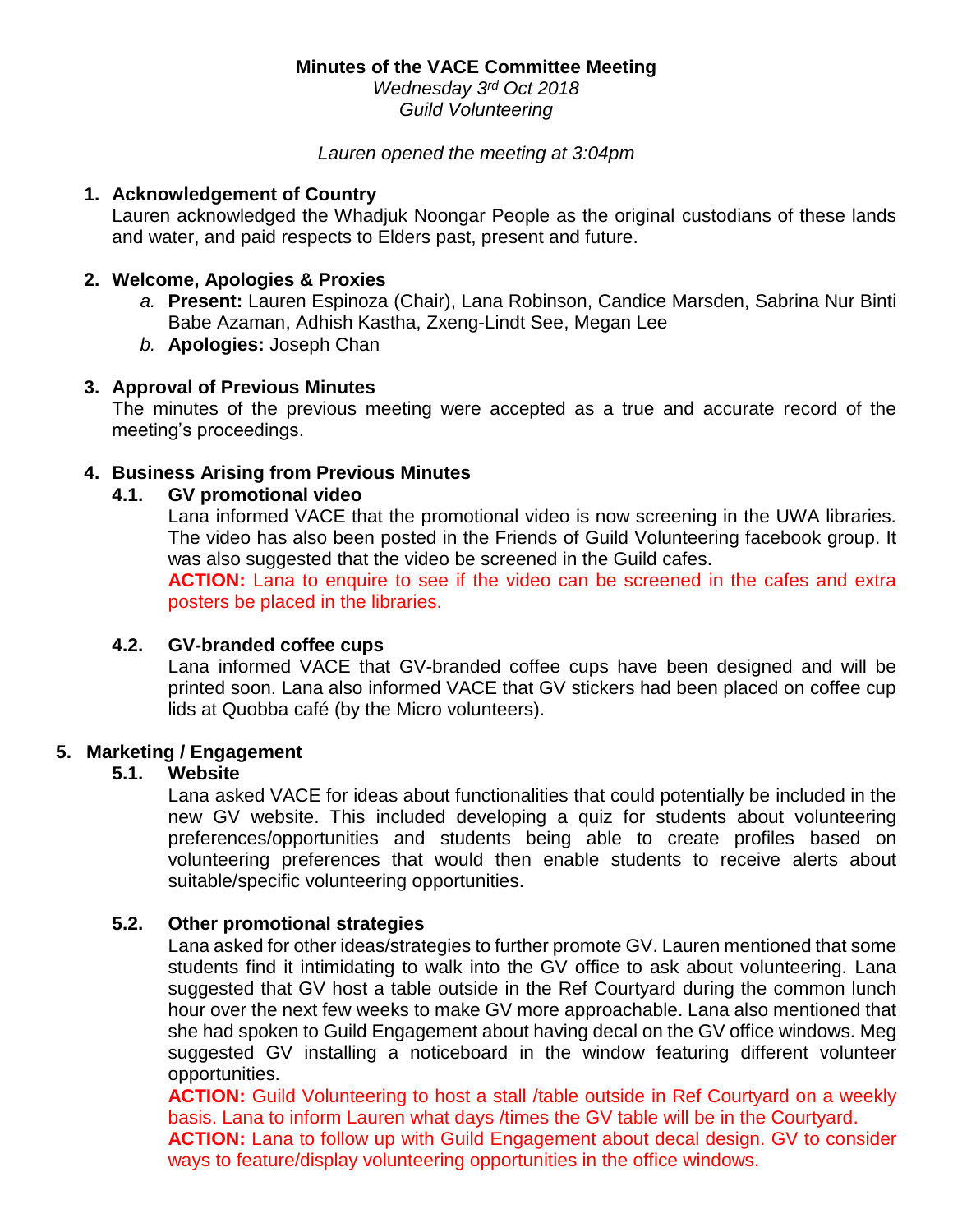**Minutes of the VACE Committee Meeting**

*Wednesday 3rd Oct 2018*

*Guild Volunteering*

*Lauren opened the meeting at 3:04pm*

1. **Acknowledgement of Country**

   Lauren acknowledged the Whadjuk Noongar People as the original custodians of these lands and water, and paid respects to Elders past, present and future.

2. **Welcome, Apologies & Proxies**

   a. **Present:** Lauren Espinoza (Chair), Lana Robinson, Candice Marsden, Sabrina Nur Binti Babe Azaman, Adhish Kastha, Zxeng-Lindt See, Megan Lee

   b. **Apologies:** Joseph Chan

3. **Approval of Previous Minutes**

   The minutes of the previous meeting were accepted as a true and accurate record of the meeting's proceedings.

4. **Business Arising from Previous Minutes**

   **4.1. GV promotional video**

   Lana informed VACE that the promotional video is now screening in the UWA libraries. The video has also been posted in the Friends of Guild Volunteering facebook group. It was also suggested that the video be screened in the Guild cafes.

   **ACTION:** Lana to enquire to see if the video can be screened in the cafes and extra posters be placed in the libraries.

   **4.2. GV-branded coffee cups**

   Lana informed VACE that GV-branded coffee cups have been designed and will be printed soon. Lana also informed VACE that GV stickers had been placed on coffee cup lids at Quobba café (by the Micro volunteers).

5. **Marketing / Engagement**

   **5.1. Website**

   Lana asked VACE for ideas about functionalities that could potentially be included in the new GV website. This included developing a quiz for students about volunteering preferences/opportunities and students being able to create profiles based on volunteering preferences that would then enable students to receive alerts about suitable/specific volunteering opportunities.

   **5.2. Other promotional strategies**

   Lana asked for other ideas/strategies to further promote GV. Lauren mentioned that some students find it intimidating to walk into the GV office to ask about volunteering. Lana suggested that GV host a table outside in the Ref Courtyard during the common lunch hour over the next few weeks to make GV more approachable. Lana also mentioned that she had spoken to Guild Engagement about having decal on the GV office windows. Meg suggested GV installing a noticeboard in the window featuring different volunteer opportunities.

   **ACTION:** Guild Volunteering to host a stall /table outside in Ref Courtyard on a weekly basis. Lana to inform Lauren what days /times the GV table will be in the Courtyard.

   **ACTION:** Lana to follow up with Guild Engagement about decal design. GV to consider ways to feature/display volunteering opportunities in the office windows.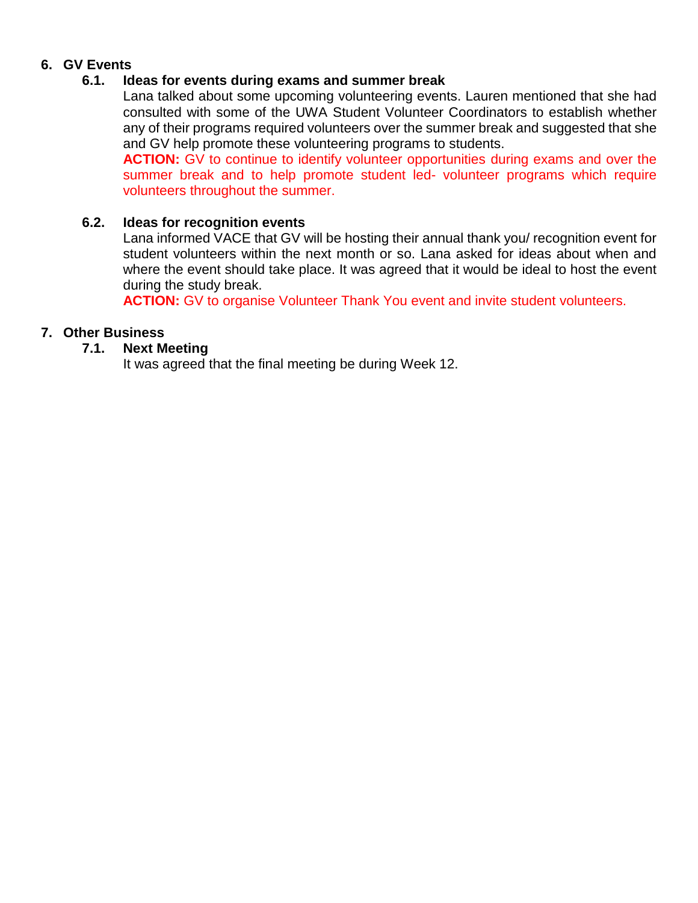## 6. GV Events

### 6.1. Ideas for events during exams and summer break

Lana talked about some upcoming volunteering events. Lauren mentioned that she had consulted with some of the UWA Student Volunteer Coordinators to establish whether any of their programs required volunteers over the summer break and suggested that she and GV help promote these volunteering programs to students.

**ACTION:** GV to continue to identify volunteer opportunities during exams and over the summer break and to help promote student led- volunteer programs which require volunteers throughout the summer.

### 6.2. Ideas for recognition events

Lana informed VACE that GV will be hosting their annual thank you/ recognition event for student volunteers within the next month or so. Lana asked for ideas about when and where the event should take place. It was agreed that it would be ideal to host the event during the study break.

**ACTION:** GV to organise Volunteer Thank You event and invite student volunteers.

## 7. Other Business

### 7.1. Next Meeting

It was agreed that the final meeting be during Week 12.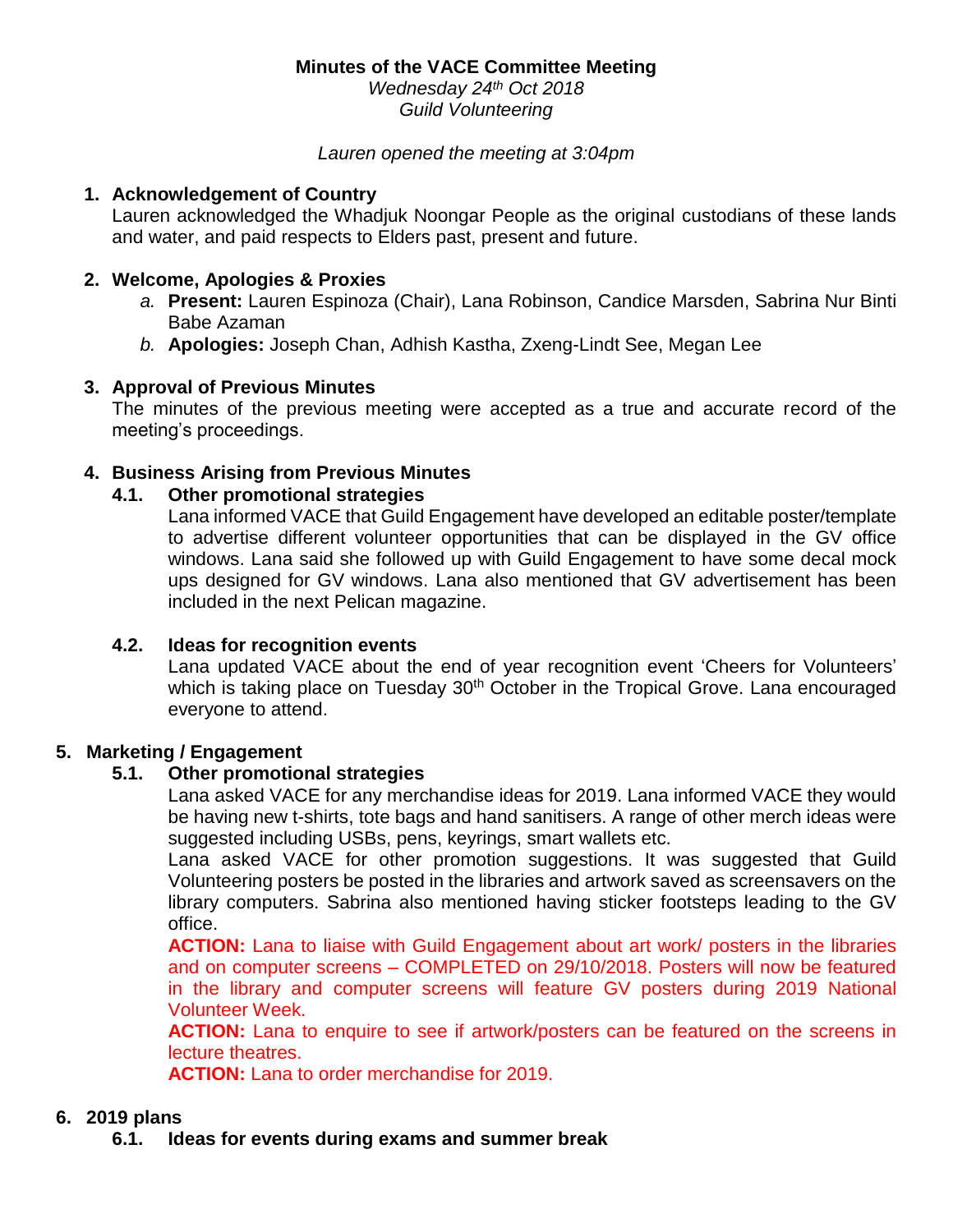**Minutes of the VACE Committee Meeting**
*Wednesday 24th Oct 2018*
*Guild Volunteering*

*Lauren opened the meeting at 3:04pm*

1. **Acknowledgement of Country**
   Lauren acknowledged the Whadjuk Noongar People as the original custodians of these lands and water, and paid respects to Elders past, present and future.

2. **Welcome, Apologies & Proxies**
   a. **Present:** Lauren Espinoza (Chair), Lana Robinson, Candice Marsden, Sabrina Nur Binti Babe Azaman
   b. **Apologies:** Joseph Chan, Adhish Kastha, Zxeng-Lindt See, Megan Lee

3. **Approval of Previous Minutes**
   The minutes of the previous meeting were accepted as a true and accurate record of the meeting's proceedings.

4. **Business Arising from Previous Minutes**

   **4.1. Other promotional strategies**
   Lana informed VACE that Guild Engagement have developed an editable poster/template to advertise different volunteer opportunities that can be displayed in the GV office windows. Lana said she followed up with Guild Engagement to have some decal mock ups designed for GV windows. Lana also mentioned that GV advertisement has been included in the next Pelican magazine.

   **4.2. Ideas for recognition events**
   Lana updated VACE about the end of year recognition event 'Cheers for Volunteers' which is taking place on Tuesday 30th October in the Tropical Grove. Lana encouraged everyone to attend.

5. **Marketing / Engagement**

   **5.1. Other promotional strategies**
   Lana asked VACE for any merchandise ideas for 2019. Lana informed VACE they would be having new t-shirts, tote bags and hand sanitisers. A range of other merch ideas were suggested including USBs, pens, keyrings, smart wallets etc.
   Lana asked VACE for other promotion suggestions. It was suggested that Guild Volunteering posters be posted in the libraries and artwork saved as screensavers on the library computers. Sabrina also mentioned having sticker footsteps leading to the GV office.
   **ACTION:** Lana to liaise with Guild Engagement about art work/ posters in the libraries and on computer screens – COMPLETED on 29/10/2018. Posters will now be featured in the library and computer screens will feature GV posters during 2019 National Volunteer Week.
   **ACTION:** Lana to enquire to see if artwork/posters can be featured on the screens in lecture theatres.
   **ACTION:** Lana to order merchandise for 2019.

6. **2019 plans**

   **6.1. Ideas for events during exams and summer break**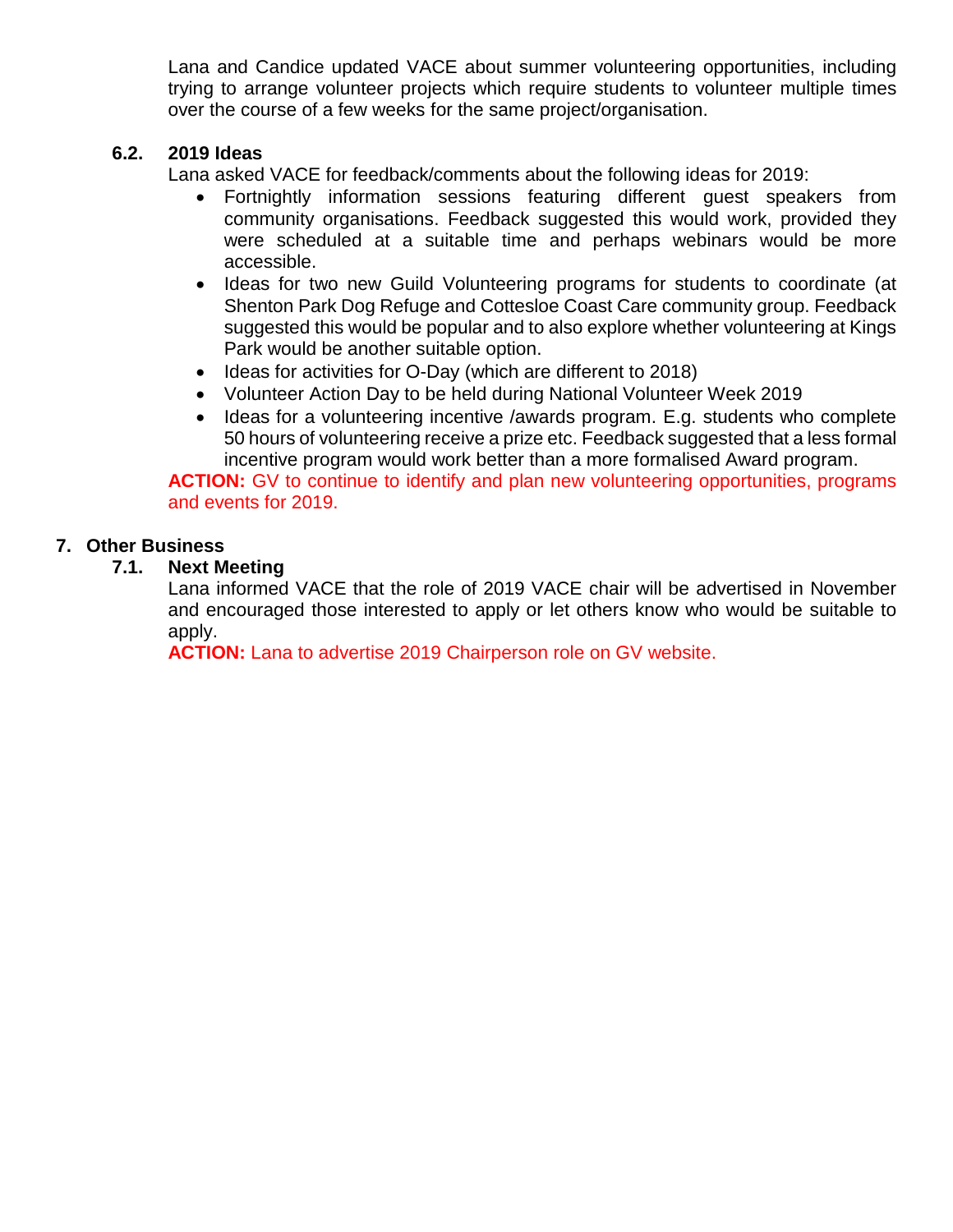Lana and Candice updated VACE about summer volunteering opportunities, including trying to arrange volunteer projects which require students to volunteer multiple times over the course of a few weeks for the same project/organisation.

### 6.2. 2019 Ideas

Lana asked VACE for feedback/comments about the following ideas for 2019:

- Fortnightly information sessions featuring different guest speakers from community organisations. Feedback suggested this would work, provided they were scheduled at a suitable time and perhaps webinars would be more accessible.
- Ideas for two new Guild Volunteering programs for students to coordinate (at Shenton Park Dog Refuge and Cottesloe Coast Care community group. Feedback suggested this would be popular and to also explore whether volunteering at Kings Park would be another suitable option.
- Ideas for activities for O-Day (which are different to 2018)
- Volunteer Action Day to be held during National Volunteer Week 2019
- Ideas for a volunteering incentive /awards program. E.g. students who complete 50 hours of volunteering receive a prize etc. Feedback suggested that a less formal incentive program would work better than a more formalised Award program.

**ACTION:** GV to continue to identify and plan new volunteering opportunities, programs and events for 2019.

## 7. Other Business

### 7.1. Next Meeting

Lana informed VACE that the role of 2019 VACE chair will be advertised in November and encouraged those interested to apply or let others know who would be suitable to apply.

**ACTION:** Lana to advertise 2019 Chairperson role on GV website.